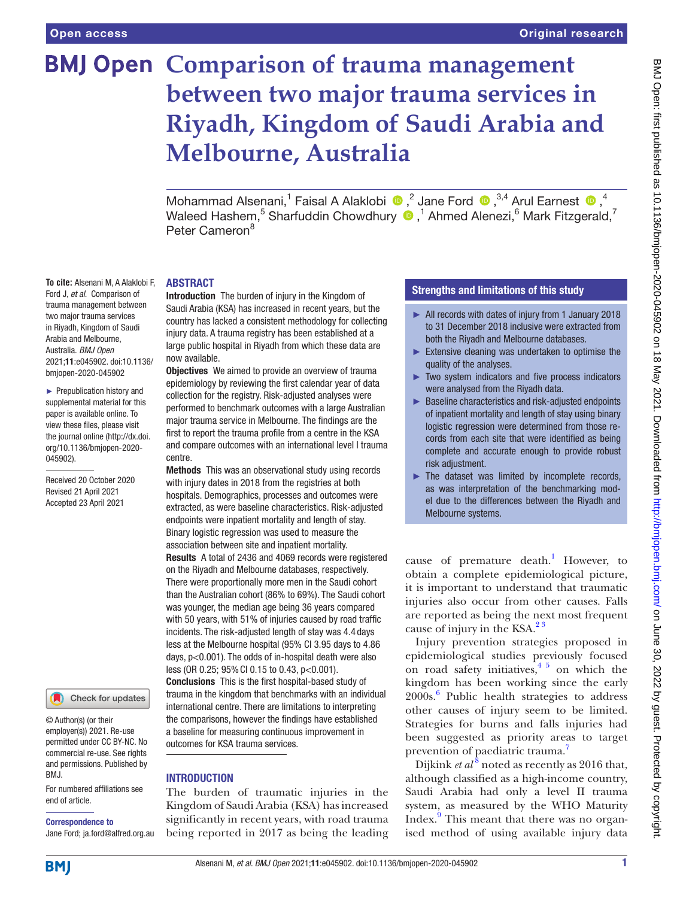# Comparison of trauma management between two major trauma services in Riyadh, Kingdom of Saudi Arabia and Melbourne, Australia

Mohammad Alsenani,[1] Faisal A Alaklobi,[2] Jane Ford,[3,4] Arul Earnest,[4] Waleed Hashem,[5] Sharfuddin Chowdhury,[1] Ahmed Alenezi,[6] Mark Fitzgerald,[7] Peter Cameron[8]

**To cite:** Alsenani M, A Alaklobi F, Ford J, *et al*. Comparison of trauma management between two major trauma services in Riyadh, Kingdom of Saudi Arabia and Melbourne, Australia. *BMJ Open* 2021;**11**:e045902. doi:10.1136/bmjopen-2020-045902

► Prepublication history and supplemental material for this paper is available online. To view these files, please visit the journal online (http://dx.doi.org/10.1136/bmjopen-2020-045902).

Received 20 October 2020
Revised 21 April 2021
Accepted 23 April 2021

© Author(s) (or their employer(s)) 2021. Re-use permitted under CC BY-NC. No commercial re-use. See rights and permissions. Published by BMJ.

For numbered affiliations see end of article.

**Correspondence to**
Jane Ford; ja.ford@alfred.org.au

## ABSTRACT

**Introduction** The burden of injury in the Kingdom of Saudi Arabia (KSA) has increased in recent years, but the country has lacked a consistent methodology for collecting injury data. A trauma registry has been established at a large public hospital in Riyadh from which these data are now available.

**Objectives** We aimed to provide an overview of trauma epidemiology by reviewing the first calendar year of data collection for the registry. Risk-adjusted analyses were performed to benchmark outcomes with a large Australian major trauma service in Melbourne. The findings are the first to report the trauma profile from a centre in the KSA and compare outcomes with an international level I trauma centre.

**Methods** This was an observational study using records with injury dates in 2018 from the registries at both hospitals. Demographics, processes and outcomes were extracted, as were baseline characteristics. Risk-adjusted endpoints were inpatient mortality and length of stay. Binary logistic regression was used to measure the association between site and inpatient mortality.

**Results** A total of 2436 and 4069 records were registered on the Riyadh and Melbourne databases, respectively. There were proportionally more men in the Saudi cohort than the Australian cohort (86% to 69%). The Saudi cohort was younger, the median age being 36 years compared with 50 years, with 51% of injuries caused by road traffic incidents. The risk-adjusted length of stay was 4.4 days less at the Melbourne hospital (95% CI 3.95 days to 4.86 days, p<0.001). The odds of in-hospital death were also less (OR 0.25; 95% CI 0.15 to 0.43, p<0.001).

**Conclusions** This is the first hospital-based study of trauma in the kingdom that benchmarks with an individual international centre. There are limitations to interpreting the comparisons, however the findings have established a baseline for measuring continuous improvement in outcomes for KSA trauma services.

### Strengths and limitations of this study

- All records with dates of injury from 1 January 2018 to 31 December 2018 inclusive were extracted from both the Riyadh and Melbourne databases.
- Extensive cleaning was undertaken to optimise the quality of the analyses.
- Two system indicators and five process indicators were analysed from the Riyadh data.
- Baseline characteristics and risk-adjusted endpoints of inpatient mortality and length of stay using binary logistic regression were determined from those records from each site that were identified as being complete and accurate enough to provide robust risk adjustment.
- The dataset was limited by incomplete records, as was interpretation of the benchmarking model due to the differences between the Riyadh and Melbourne systems.

## INTRODUCTION

The burden of traumatic injuries in the Kingdom of Saudi Arabia (KSA) has increased significantly in recent years, with road trauma being reported in 2017 as being the leading cause of premature death.[1] However, to obtain a complete epidemiological picture, it is important to understand that traumatic injuries also occur from other causes. Falls are reported as being the next most frequent cause of injury in the KSA.[2,3]

Injury prevention strategies proposed in epidemiological studies previously focused on road safety initiatives,[4,5] on which the kingdom has been working since the early 2000s.[6] Public health strategies to address other causes of injury seem to be limited. Strategies for burns and falls injuries had been suggested as priority areas to target prevention of paediatric trauma.[7]

Dijkink *et al*[8] noted as recently as 2016 that, although classified as a high-income country, Saudi Arabia had only a level II trauma system, as measured by the WHO Maturity Index.[9] This meant that there was no organised method of using available injury data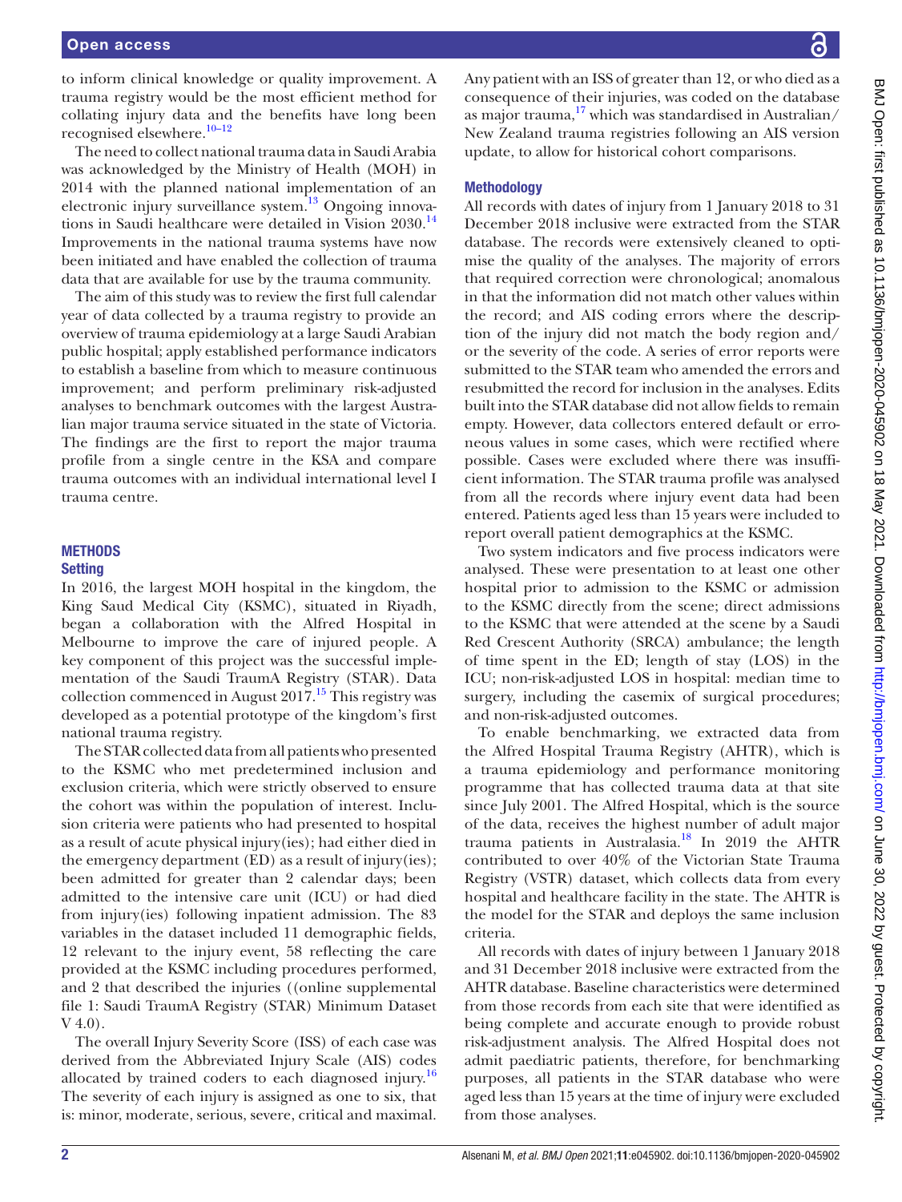to inform clinical knowledge or quality improvement. A trauma registry would be the most efficient method for collating injury data and the benefits have long been recognised elsewhere.[10–12]

The need to collect national trauma data in Saudi Arabia was acknowledged by the Ministry of Health (MOH) in 2014 with the planned national implementation of an electronic injury surveillance system.[13] Ongoing innovations in Saudi healthcare were detailed in Vision 2030.[14] Improvements in the national trauma systems have now been initiated and have enabled the collection of trauma data that are available for use by the trauma community.

The aim of this study was to review the first full calendar year of data collected by a trauma registry to provide an overview of trauma epidemiology at a large Saudi Arabian public hospital; apply established performance indicators to establish a baseline from which to measure continuous improvement; and perform preliminary risk-adjusted analyses to benchmark outcomes with the largest Australian major trauma service situated in the state of Victoria. The findings are the first to report the major trauma profile from a single centre in the KSA and compare trauma outcomes with an individual international level I trauma centre.

## METHODS

### Setting

In 2016, the largest MOH hospital in the kingdom, the King Saud Medical City (KSMC), situated in Riyadh, began a collaboration with the Alfred Hospital in Melbourne to improve the care of injured people. A key component of this project was the successful implementation of the Saudi TraumA Registry (STAR). Data collection commenced in August 2017.[15] This registry was developed as a potential prototype of the kingdom's first national trauma registry.

The STAR collected data from all patients who presented to the KSMC who met predetermined inclusion and exclusion criteria, which were strictly observed to ensure the cohort was within the population of interest. Inclusion criteria were patients who had presented to hospital as a result of acute physical injury(ies); had either died in the emergency department (ED) as a result of injury(ies); been admitted for greater than 2 calendar days; been admitted to the intensive care unit (ICU) or had died from injury(ies) following inpatient admission. The 83 variables in the dataset included 11 demographic fields, 12 relevant to the injury event, 58 reflecting the care provided at the KSMC including procedures performed, and 2 that described the injuries ((online supplemental file 1: Saudi TraumA Registry (STAR) Minimum Dataset V 4.0).

The overall Injury Severity Score (ISS) of each case was derived from the Abbreviated Injury Scale (AIS) codes allocated by trained coders to each diagnosed injury.[16] The severity of each injury is assigned as one to six, that is: minor, moderate, serious, severe, critical and maximal. Any patient with an ISS of greater than 12, or who died as a consequence of their injuries, was coded on the database as major trauma,[17] which was standardised in Australian/New Zealand trauma registries following an AIS version update, to allow for historical cohort comparisons.

### Methodology

All records with dates of injury from 1 January 2018 to 31 December 2018 inclusive were extracted from the STAR database. The records were extensively cleaned to optimise the quality of the analyses. The majority of errors that required correction were chronological; anomalous in that the information did not match other values within the record; and AIS coding errors where the description of the injury did not match the body region and/or the severity of the code. A series of error reports were submitted to the STAR team who amended the errors and resubmitted the record for inclusion in the analyses. Edits built into the STAR database did not allow fields to remain empty. However, data collectors entered default or erroneous values in some cases, which were rectified where possible. Cases were excluded where there was insufficient information. The STAR trauma profile was analysed from all the records where injury event data had been entered. Patients aged less than 15 years were included to report overall patient demographics at the KSMC.

Two system indicators and five process indicators were analysed. These were presentation to at least one other hospital prior to admission to the KSMC or admission to the KSMC directly from the scene; direct admissions to the KSMC that were attended at the scene by a Saudi Red Crescent Authority (SRCA) ambulance; the length of time spent in the ED; length of stay (LOS) in the ICU; non-risk-adjusted LOS in hospital: median time to surgery, including the casemix of surgical procedures; and non-risk-adjusted outcomes.

To enable benchmarking, we extracted data from the Alfred Hospital Trauma Registry (AHTR), which is a trauma epidemiology and performance monitoring programme that has collected trauma data at that site since July 2001. The Alfred Hospital, which is the source of the data, receives the highest number of adult major trauma patients in Australasia.[18] In 2019 the AHTR contributed to over 40% of the Victorian State Trauma Registry (VSTR) dataset, which collects data from every hospital and healthcare facility in the state. The AHTR is the model for the STAR and deploys the same inclusion criteria.

All records with dates of injury between 1 January 2018 and 31 December 2018 inclusive were extracted from the AHTR database. Baseline characteristics were determined from those records from each site that were identified as being complete and accurate enough to provide robust risk-adjustment analysis. The Alfred Hospital does not admit paediatric patients, therefore, for benchmarking purposes, all patients in the STAR database who were aged less than 15 years at the time of injury were excluded from those analyses.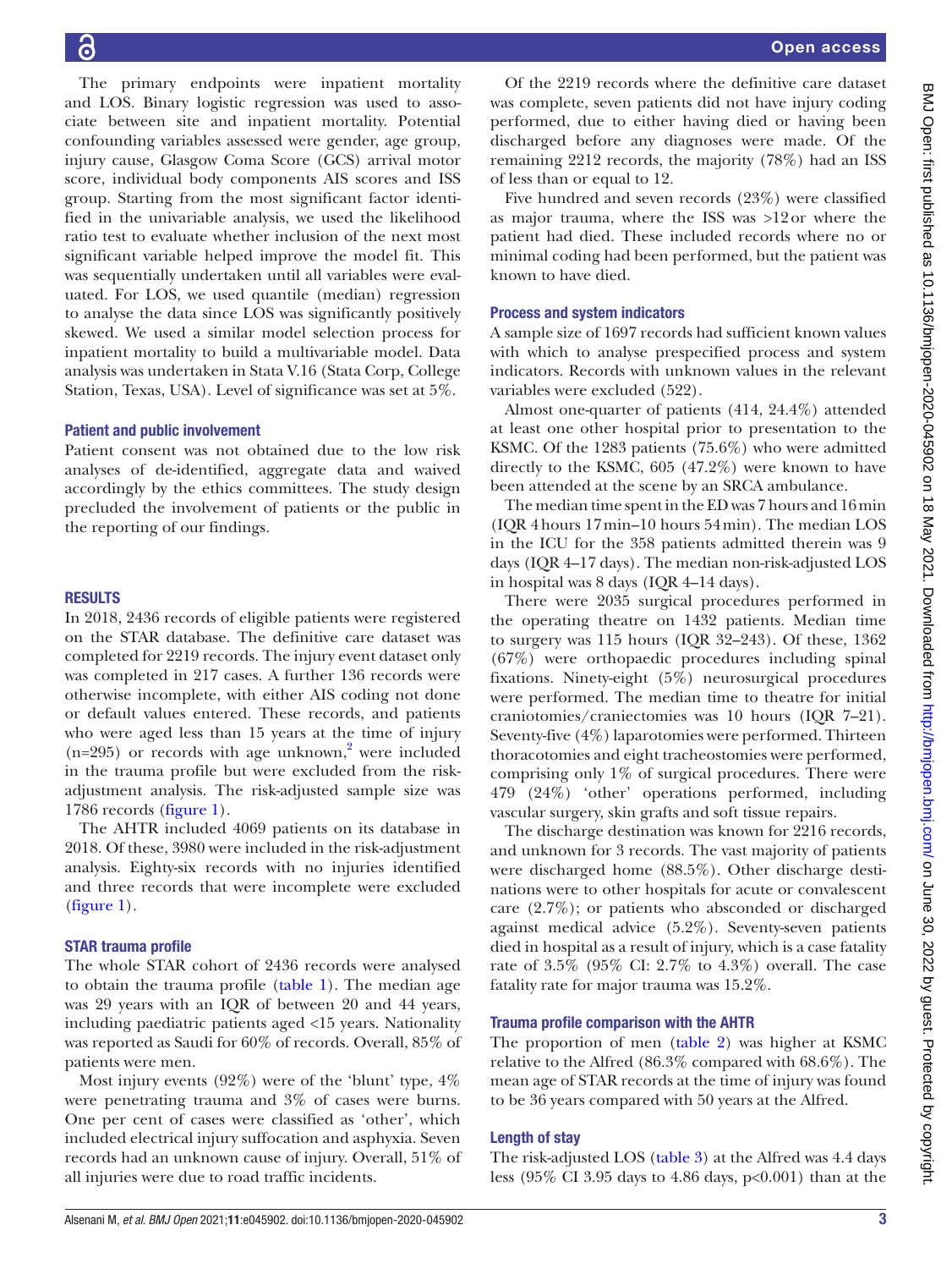The primary endpoints were inpatient mortality and LOS. Binary logistic regression was used to associate between site and inpatient mortality. Potential confounding variables assessed were gender, age group, injury cause, Glasgow Coma Score (GCS) arrival motor score, individual body components AIS scores and ISS group. Starting from the most significant factor identified in the univariable analysis, we used the likelihood ratio test to evaluate whether inclusion of the next most significant variable helped improve the model fit. This was sequentially undertaken until all variables were evaluated. For LOS, we used quantile (median) regression to analyse the data since LOS was significantly positively skewed. We used a similar model selection process for inpatient mortality to build a multivariable model. Data analysis was undertaken in Stata V.16 (Stata Corp, College Station, Texas, USA). Level of significance was set at 5%.

### Patient and public involvement

Patient consent was not obtained due to the low risk analyses of de-identified, aggregate data and waived accordingly by the ethics committees. The study design precluded the involvement of patients or the public in the reporting of our findings.

## RESULTS

In 2018, 2436 records of eligible patients were registered on the STAR database. The definitive care dataset was completed for 2219 records. The injury event dataset only was completed in 217 cases. A further 136 records were otherwise incomplete, with either AIS coding not done or default values entered. These records, and patients who were aged less than 15 years at the time of injury (n=295) or records with age unknown,[2] were included in the trauma profile but were excluded from the risk-adjustment analysis. The risk-adjusted sample size was 1786 records (figure 1).

The AHTR included 4069 patients on its database in 2018. Of these, 3980 were included in the risk-adjustment analysis. Eighty-six records with no injuries identified and three records that were incomplete were excluded (figure 1).

### STAR trauma profile

The whole STAR cohort of 2436 records were analysed to obtain the trauma profile (table 1). The median age was 29 years with an IQR of between 20 and 44 years, including paediatric patients aged <15 years. Nationality was reported as Saudi for 60% of records. Overall, 85% of patients were men.

Most injury events (92%) were of the 'blunt' type, 4% were penetrating trauma and 3% of cases were burns. One per cent of cases were classified as 'other', which included electrical injury suffocation and asphyxia. Seven records had an unknown cause of injury. Overall, 51% of all injuries were due to road traffic incidents.

Of the 2219 records where the definitive care dataset was complete, seven patients did not have injury coding performed, due to either having died or having been discharged before any diagnoses were made. Of the remaining 2212 records, the majority (78%) had an ISS of less than or equal to 12.

Five hundred and seven records (23%) were classified as major trauma, where the ISS was >12 or where the patient had died. These included records where no or minimal coding had been performed, but the patient was known to have died.

### Process and system indicators

A sample size of 1697 records had sufficient known values with which to analyse prespecified process and system indicators. Records with unknown values in the relevant variables were excluded (522).

Almost one-quarter of patients (414, 24.4%) attended at least one other hospital prior to presentation to the KSMC. Of the 1283 patients (75.6%) who were admitted directly to the KSMC, 605 (47.2%) were known to have been attended at the scene by an SRCA ambulance.

The median time spent in the ED was 7 hours and 16 min (IQR 4 hours 17 min–10 hours 54 min). The median LOS in the ICU for the 358 patients admitted therein was 9 days (IQR 4–17 days). The median non-risk-adjusted LOS in hospital was 8 days (IQR 4–14 days).

There were 2035 surgical procedures performed in the operating theatre on 1432 patients. Median time to surgery was 115 hours (IQR 32–243). Of these, 1362 (67%) were orthopaedic procedures including spinal fixations. Ninety-eight (5%) neurosurgical procedures were performed. The median time to theatre for initial craniotomies/craniectomies was 10 hours (IQR 7–21). Seventy-five (4%) laparotomies were performed. Thirteen thoracotomies and eight tracheostomies were performed, comprising only 1% of surgical procedures. There were 479 (24%) 'other' operations performed, including vascular surgery, skin grafts and soft tissue repairs.

The discharge destination was known for 2216 records, and unknown for 3 records. The vast majority of patients were discharged home (88.5%). Other discharge destinations were to other hospitals for acute or convalescent care (2.7%); or patients who absconded or discharged against medical advice (5.2%). Seventy-seven patients died in hospital as a result of injury, which is a case fatality rate of 3.5% (95% CI: 2.7% to 4.3%) overall. The case fatality rate for major trauma was 15.2%.

### Trauma profile comparison with the AHTR

The proportion of men (table 2) was higher at KSMC relative to the Alfred (86.3% compared with 68.6%). The mean age of STAR records at the time of injury was found to be 36 years compared with 50 years at the Alfred.

### Length of stay

The risk-adjusted LOS (table 3) at the Alfred was 4.4 days less (95% CI 3.95 days to 4.86 days, p<0.001) than at the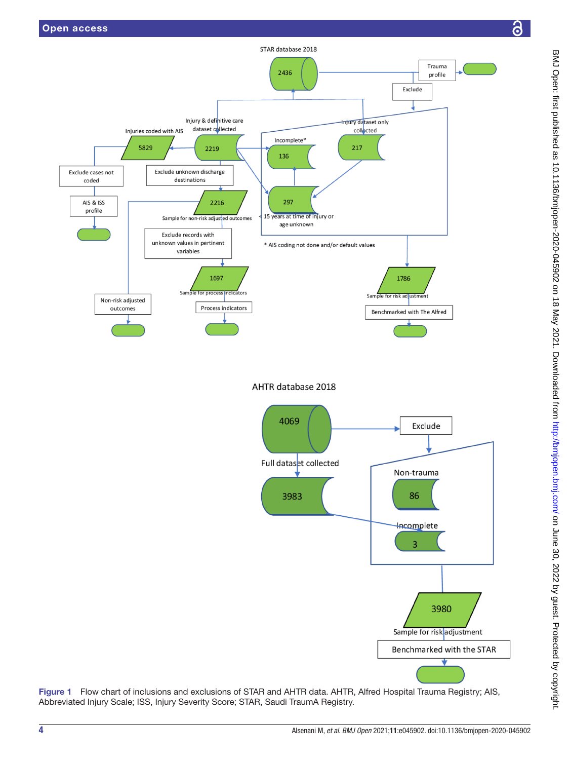STAR database 2018

2436

Trauma profile

Exclude

Injury & definitive care dataset collected

Injury dataset only collected

Injuries coded with AIS

5829

2219

Incomplete*

136

217

297

< 15 years at time of injury or age unknown

* AIS coding not done and/or default values

Exclude cases not coded

Exclude unknown discharge destinations

AIS & ISS profile

2216

Sample for non-risk adjusted outcomes

Exclude records with unknown values in pertinent variables

1697

Sample for process indicators

1786

Sample for risk adjustment

Non-risk adjusted outcomes

Process indicators

Benchmarked with The Alfred

AHTR database 2018

4069

Exclude

Full dataset collected

Non-trauma

86

3983

Incomplete

3

3980

Sample for risk adjustment

Benchmarked with the STAR

**Figure 1** Flow chart of inclusions and exclusions of STAR and AHTR data. AHTR, Alfred Hospital Trauma Registry; AIS, Abbreviated Injury Scale; ISS, Injury Severity Score; STAR, Saudi TraumA Registry.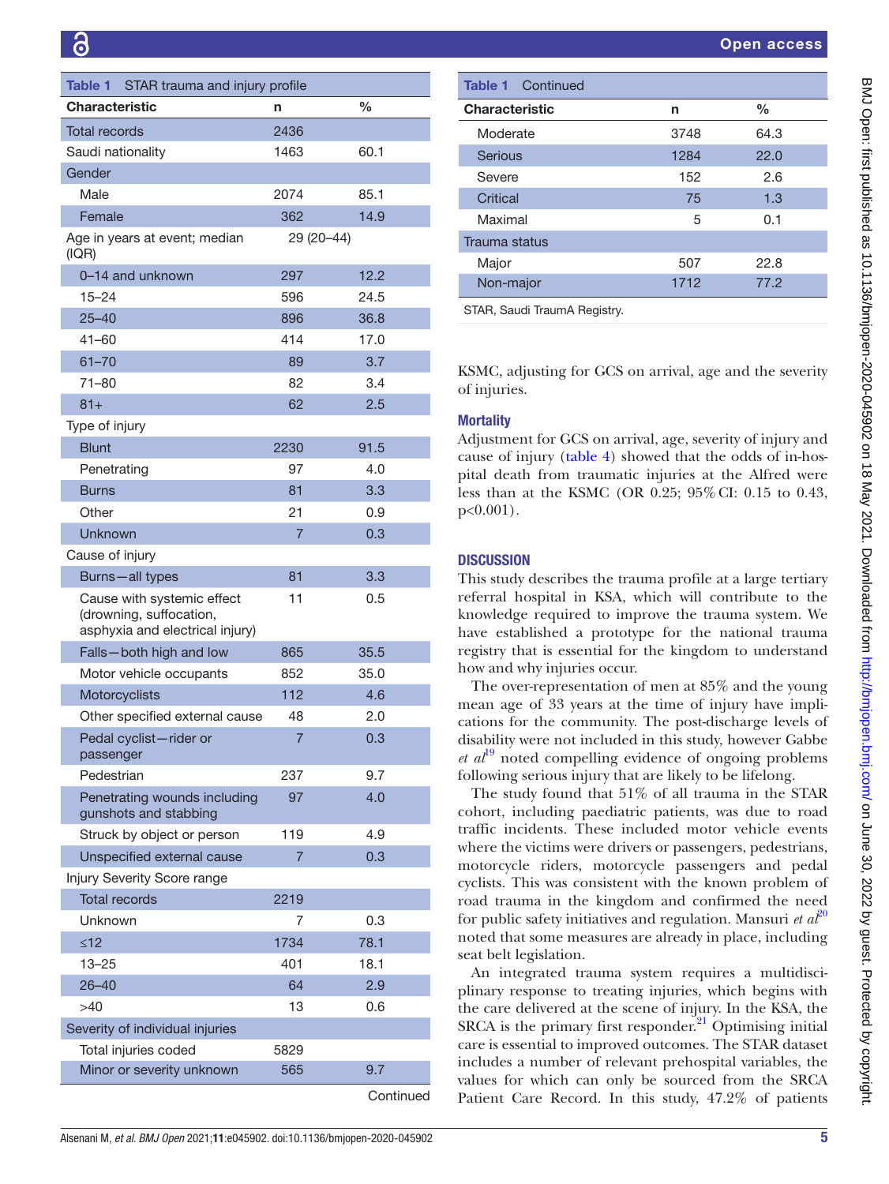**Table 1** STAR trauma and injury profile

| Characteristic | n | % |
|---|---|---|
| Total records | 2436 | |
| Saudi nationality | 1463 | 60.1 |
| Gender | | |
| Male | 2074 | 85.1 |
| Female | 362 | 14.9 |
| Age in years at event; median (IQR) | 29 (20–44) | |
| 0–14 and unknown | 297 | 12.2 |
| 15–24 | 596 | 24.5 |
| 25–40 | 896 | 36.8 |
| 41–60 | 414 | 17.0 |
| 61–70 | 89 | 3.7 |
| 71–80 | 82 | 3.4 |
| 81+ | 62 | 2.5 |
| Type of injury | | |
| Blunt | 2230 | 91.5 |
| Penetrating | 97 | 4.0 |
| Burns | 81 | 3.3 |
| Other | 21 | 0.9 |
| Unknown | 7 | 0.3 |
| Cause of injury | | |
| Burns—all types | 81 | 3.3 |
| Cause with systemic effect (drowning, suffocation, asphyxia and electrical injury) | 11 | 0.5 |
| Falls—both high and low | 865 | 35.5 |
| Motor vehicle occupants | 852 | 35.0 |
| Motorcyclists | 112 | 4.6 |
| Other specified external cause | 48 | 2.0 |
| Pedal cyclist—rider or passenger | 7 | 0.3 |
| Pedestrian | 237 | 9.7 |
| Penetrating wounds including gunshots and stabbing | 97 | 4.0 |
| Struck by object or person | 119 | 4.9 |
| Unspecified external cause | 7 | 0.3 |
| Injury Severity Score range | | |
| Total records | 2219 | |
| Unknown | 7 | 0.3 |
| ≤12 | 1734 | 78.1 |
| 13–25 | 401 | 18.1 |
| 26–40 | 64 | 2.9 |
| >40 | 13 | 0.6 |
| Severity of individual injuries | | |
| Total injuries coded | 5829 | |
| Minor or severity unknown | 565 | 9.7 |
| Moderate | 3748 | 64.3 |
| Serious | 1284 | 22.0 |
| Severe | 152 | 2.6 |
| Critical | 75 | 1.3 |
| Maximal | 5 | 0.1 |
| Trauma status | | |
| Major | 507 | 22.8 |
| Non-major | 1712 | 77.2 |

STAR, Saudi TraumA Registry.

KSMC, adjusting for GCS on arrival, age and the severity of injuries.

### Mortality

Adjustment for GCS on arrival, age, severity of injury and cause of injury (table 4) showed that the odds of in-hospital death from traumatic injuries at the Alfred were less than at the KSMC (OR 0.25; 95% CI: 0.15 to 0.43, p<0.001).

## DISCUSSION

This study describes the trauma profile at a large tertiary referral hospital in KSA, which will contribute to the knowledge required to improve the trauma system. We have established a prototype for the national trauma registry that is essential for the kingdom to understand how and why injuries occur.

The over-representation of men at 85% and the young mean age of 33 years at the time of injury have implications for the community. The post-discharge levels of disability were not included in this study, however Gabbe *et al*[19] noted compelling evidence of ongoing problems following serious injury that are likely to be lifelong.

The study found that 51% of all trauma in the STAR cohort, including paediatric patients, was due to road traffic incidents. These included motor vehicle events where the victims were drivers or passengers, pedestrians, motorcycle riders, motorcycle passengers and pedal cyclists. This was consistent with the known problem of road trauma in the kingdom and confirmed the need for public safety initiatives and regulation. Mansuri *et al*[20] noted that some measures are already in place, including seat belt legislation.

An integrated trauma system requires a multidisciplinary response to treating injuries, which begins with the care delivered at the scene of injury. In the KSA, the SRCA is the primary first responder.[21] Optimising initial care is essential to improved outcomes. The STAR dataset includes a number of relevant prehospital variables, the values for which can only be sourced from the SRCA Patient Care Record. In this study, 47.2% of patients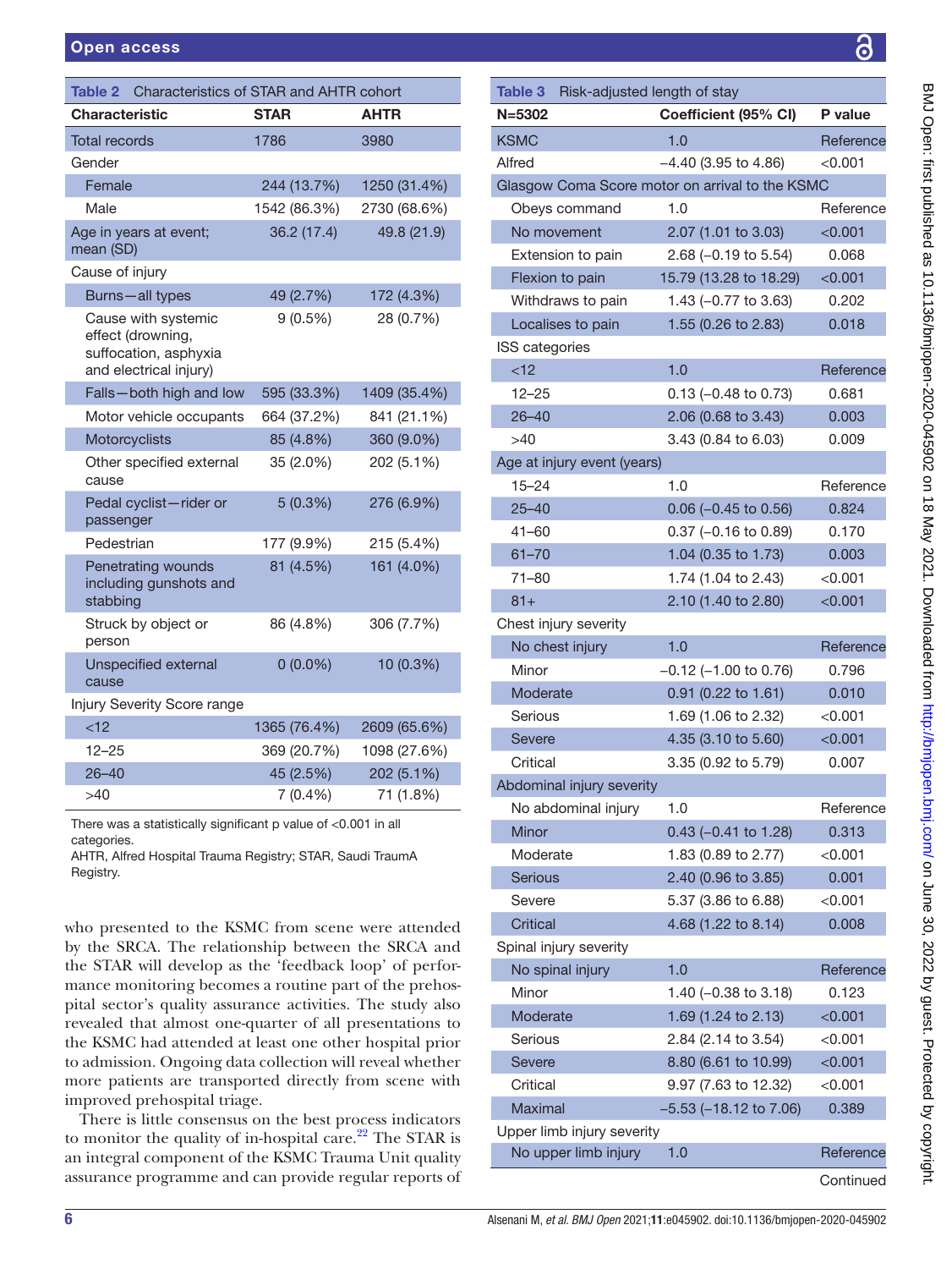**Table 2** Characteristics of STAR and AHTR cohort

| Characteristic | STAR | AHTR |
|---|---|---|
| Total records | 1786 | 3980 |
| Gender | | |
| Female | 244 (13.7%) | 1250 (31.4%) |
| Male | 1542 (86.3%) | 2730 (68.6%) |
| Age in years at event; mean (SD) | 36.2 (17.4) | 49.8 (21.9) |
| Cause of injury | | |
| Burns—all types | 49 (2.7%) | 172 (4.3%) |
| Cause with systemic effect (drowning, suffocation, asphyxia and electrical injury) | 9 (0.5%) | 28 (0.7%) |
| Falls—both high and low | 595 (33.3%) | 1409 (35.4%) |
| Motor vehicle occupants | 664 (37.2%) | 841 (21.1%) |
| Motorcyclists | 85 (4.8%) | 360 (9.0%) |
| Other specified external cause | 35 (2.0%) | 202 (5.1%) |
| Pedal cyclist—rider or passenger | 5 (0.3%) | 276 (6.9%) |
| Pedestrian | 177 (9.9%) | 215 (5.4%) |
| Penetrating wounds including gunshots and stabbing | 81 (4.5%) | 161 (4.0%) |
| Struck by object or person | 86 (4.8%) | 306 (7.7%) |
| Unspecified external cause | 0 (0.0%) | 10 (0.3%) |
| Injury Severity Score range | | |
| <12 | 1365 (76.4%) | 2609 (65.6%) |
| 12–25 | 369 (20.7%) | 1098 (27.6%) |
| 26–40 | 45 (2.5%) | 202 (5.1%) |
| >40 | 7 (0.4%) | 71 (1.8%) |

There was a statistically significant p value of <0.001 in all categories.
AHTR, Alfred Hospital Trauma Registry; STAR, Saudi TraumA Registry.

who presented to the KSMC from scene were attended by the SRCA. The relationship between the SRCA and the STAR will develop as the 'feedback loop' of performance monitoring becomes a routine part of the prehospital sector's quality assurance activities. The study also revealed that almost one-quarter of all presentations to the KSMC had attended at least one other hospital prior to admission. Ongoing data collection will reveal whether more patients are transported directly from scene with improved prehospital triage.

There is little consensus on the best process indicators to monitor the quality of in-hospital care.[22] The STAR is an integral component of the KSMC Trauma Unit quality assurance programme and can provide regular reports of

**Table 3** Risk-adjusted length of stay

| N=5302 | Coefficient (95% CI) | P value |
|---|---|---|
| KSMC | 1.0 | Reference |
| Alfred | −4.40 (3.95 to 4.86) | <0.001 |
| Glasgow Coma Score motor on arrival to the KSMC | | |
| Obeys command | 1.0 | Reference |
| No movement | 2.07 (1.01 to 3.03) | <0.001 |
| Extension to pain | 2.68 (−0.19 to 5.54) | 0.068 |
| Flexion to pain | 15.79 (13.28 to 18.29) | <0.001 |
| Withdraws to pain | 1.43 (−0.77 to 3.63) | 0.202 |
| Localises to pain | 1.55 (0.26 to 2.83) | 0.018 |
| ISS categories | | |
| <12 | 1.0 | Reference |
| 12–25 | 0.13 (−0.48 to 0.73) | 0.681 |
| 26–40 | 2.06 (0.68 to 3.43) | 0.003 |
| >40 | 3.43 (0.84 to 6.03) | 0.009 |
| Age at injury event (years) | | |
| 15–24 | 1.0 | Reference |
| 25–40 | 0.06 (−0.45 to 0.56) | 0.824 |
| 41–60 | 0.37 (−0.16 to 0.89) | 0.170 |
| 61–70 | 1.04 (0.35 to 1.73) | 0.003 |
| 71–80 | 1.74 (1.04 to 2.43) | <0.001 |
| 81+ | 2.10 (1.40 to 2.80) | <0.001 |
| Chest injury severity | | |
| No chest injury | 1.0 | Reference |
| Minor | −0.12 (−1.00 to 0.76) | 0.796 |
| Moderate | 0.91 (0.22 to 1.61) | 0.010 |
| Serious | 1.69 (1.06 to 2.32) | <0.001 |
| Severe | 4.35 (3.10 to 5.60) | <0.001 |
| Critical | 3.35 (0.92 to 5.79) | 0.007 |
| Abdominal injury severity | | |
| No abdominal injury | 1.0 | Reference |
| Minor | 0.43 (−0.41 to 1.28) | 0.313 |
| Moderate | 1.83 (0.89 to 2.77) | <0.001 |
| Serious | 2.40 (0.96 to 3.85) | 0.001 |
| Severe | 5.37 (3.86 to 6.88) | <0.001 |
| Critical | 4.68 (1.22 to 8.14) | 0.008 |
| Spinal injury severity | | |
| No spinal injury | 1.0 | Reference |
| Minor | 1.40 (−0.38 to 3.18) | 0.123 |
| Moderate | 1.69 (1.24 to 2.13) | <0.001 |
| Serious | 2.84 (2.14 to 3.54) | <0.001 |
| Severe | 8.80 (6.61 to 10.99) | <0.001 |
| Critical | 9.97 (7.63 to 12.32) | <0.001 |
| Maximal | −5.53 (−18.12 to 7.06) | 0.389 |
| Upper limb injury severity | | |
| No upper limb injury | 1.0 | Reference |

Continued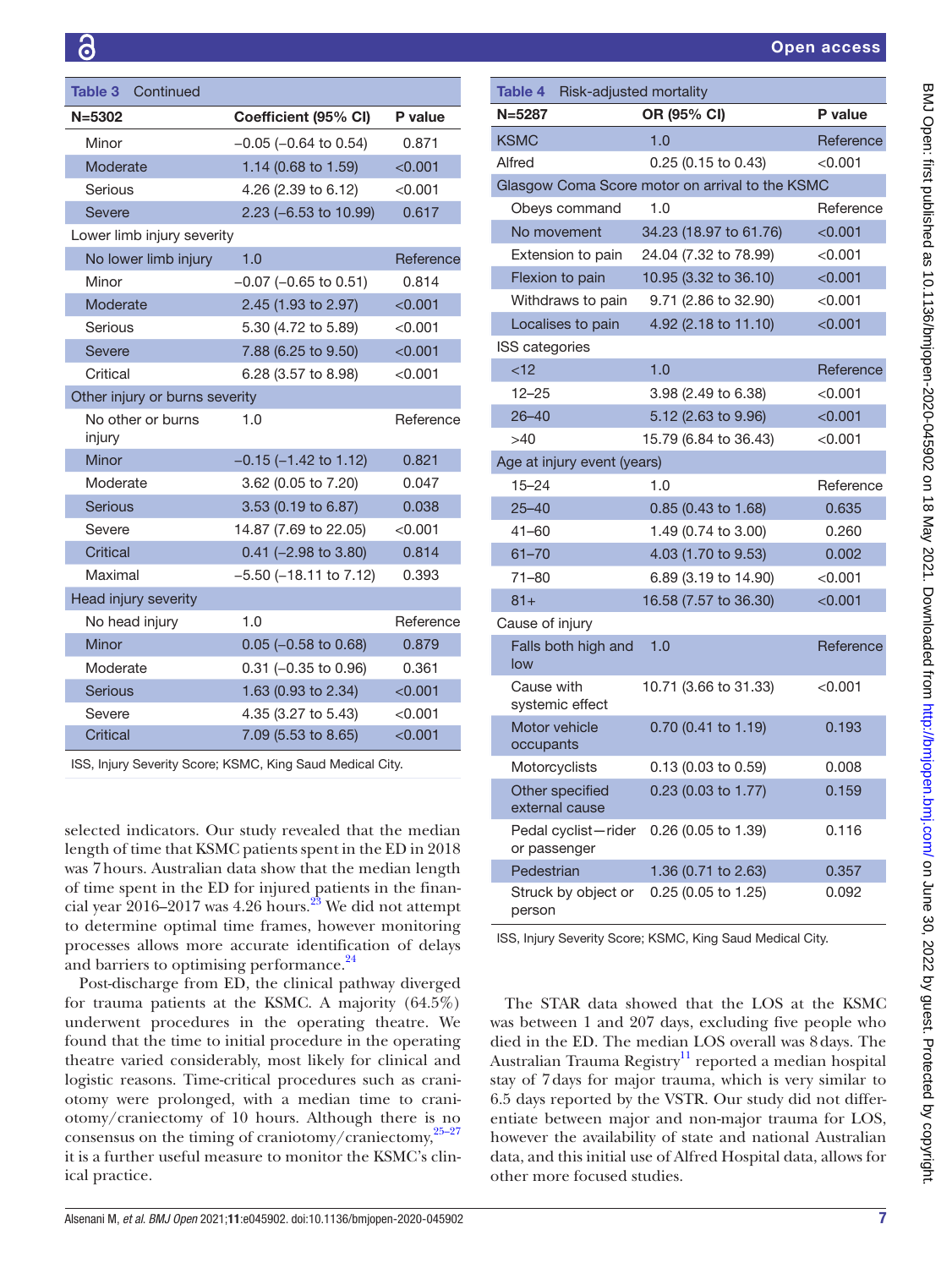**Table 3** Continued

| N=5302 | Coefficient (95% CI) | P value |
|---|---|---|
| Minor | −0.05 (−0.64 to 0.54) | 0.871 |
| Moderate | 1.14 (0.68 to 1.59) | <0.001 |
| Serious | 4.26 (2.39 to 6.12) | <0.001 |
| Severe | 2.23 (−6.53 to 10.99) | 0.617 |
| Lower limb injury severity | | |
| No lower limb injury | 1.0 | Reference |
| Minor | −0.07 (−0.65 to 0.51) | 0.814 |
| Moderate | 2.45 (1.93 to 2.97) | <0.001 |
| Serious | 5.30 (4.72 to 5.89) | <0.001 |
| Severe | 7.88 (6.25 to 9.50) | <0.001 |
| Critical | 6.28 (3.57 to 8.98) | <0.001 |
| Other injury or burns severity | | |
| No other or burns injury | 1.0 | Reference |
| Minor | −0.15 (−1.42 to 1.12) | 0.821 |
| Moderate | 3.62 (0.05 to 7.20) | 0.047 |
| Serious | 3.53 (0.19 to 6.87) | 0.038 |
| Severe | 14.87 (7.69 to 22.05) | <0.001 |
| Critical | 0.41 (−2.98 to 3.80) | 0.814 |
| Maximal | −5.50 (−18.11 to 7.12) | 0.393 |
| Head injury severity | | |
| No head injury | 1.0 | Reference |
| Minor | 0.05 (−0.58 to 0.68) | 0.879 |
| Moderate | 0.31 (−0.35 to 0.96) | 0.361 |
| Serious | 1.63 (0.93 to 2.34) | <0.001 |
| Severe | 4.35 (3.27 to 5.43) | <0.001 |
| Critical | 7.09 (5.53 to 8.65) | <0.001 |

ISS, Injury Severity Score; KSMC, King Saud Medical City.

selected indicators. Our study revealed that the median length of time that KSMC patients spent in the ED in 2018 was 7 hours. Australian data show that the median length of time spent in the ED for injured patients in the financial year 2016–2017 was 4.26 hours.[23] We did not attempt to determine optimal time frames, however monitoring processes allows more accurate identification of delays and barriers to optimising performance.[24]

Post-discharge from ED, the clinical pathway diverged for trauma patients at the KSMC. A majority (64.5%) underwent procedures in the operating theatre. We found that the time to initial procedure in the operating theatre varied considerably, most likely for clinical and logistic reasons. Time-critical procedures such as craniotomy were prolonged, with a median time to craniotomy/craniectomy of 10 hours. Although there is no consensus on the timing of craniotomy/craniectomy,[25–27] it is a further useful measure to monitor the KSMC's clinical practice.

**Table 4** Risk-adjusted mortality

| N=5287 | OR (95% CI) | P value |
|---|---|---|
| KSMC | 1.0 | Reference |
| Alfred | 0.25 (0.15 to 0.43) | <0.001 |
| Glasgow Coma Score motor on arrival to the KSMC | | |
| Obeys command | 1.0 | Reference |
| No movement | 34.23 (18.97 to 61.76) | <0.001 |
| Extension to pain | 24.04 (7.32 to 78.99) | <0.001 |
| Flexion to pain | 10.95 (3.32 to 36.10) | <0.001 |
| Withdraws to pain | 9.71 (2.86 to 32.90) | <0.001 |
| Localises to pain | 4.92 (2.18 to 11.10) | <0.001 |
| ISS categories | | |
| <12 | 1.0 | Reference |
| 12–25 | 3.98 (2.49 to 6.38) | <0.001 |
| 26–40 | 5.12 (2.63 to 9.96) | <0.001 |
| >40 | 15.79 (6.84 to 36.43) | <0.001 |
| Age at injury event (years) | | |
| 15–24 | 1.0 | Reference |
| 25–40 | 0.85 (0.43 to 1.68) | 0.635 |
| 41–60 | 1.49 (0.74 to 3.00) | 0.260 |
| 61–70 | 4.03 (1.70 to 9.53) | 0.002 |
| 71–80 | 6.89 (3.19 to 14.90) | <0.001 |
| 81+ | 16.58 (7.57 to 36.30) | <0.001 |
| Cause of injury | | |
| Falls both high and low | 1.0 | Reference |
| Cause with systemic effect | 10.71 (3.66 to 31.33) | <0.001 |
| Motor vehicle occupants | 0.70 (0.41 to 1.19) | 0.193 |
| Motorcyclists | 0.13 (0.03 to 0.59) | 0.008 |
| Other specified external cause | 0.23 (0.03 to 1.77) | 0.159 |
| Pedal cyclist—rider or passenger | 0.26 (0.05 to 1.39) | 0.116 |
| Pedestrian | 1.36 (0.71 to 2.63) | 0.357 |
| Struck by object or person | 0.25 (0.05 to 1.25) | 0.092 |

ISS, Injury Severity Score; KSMC, King Saud Medical City.

The STAR data showed that the LOS at the KSMC was between 1 and 207 days, excluding five people who died in the ED. The median LOS overall was 8 days. The Australian Trauma Registry[11] reported a median hospital stay of 7 days for major trauma, which is very similar to 6.5 days reported by the VSTR. Our study did not differentiate between major and non-major trauma for LOS, however the availability of state and national Australian data, and this initial use of Alfred Hospital data, allows for other more focused studies.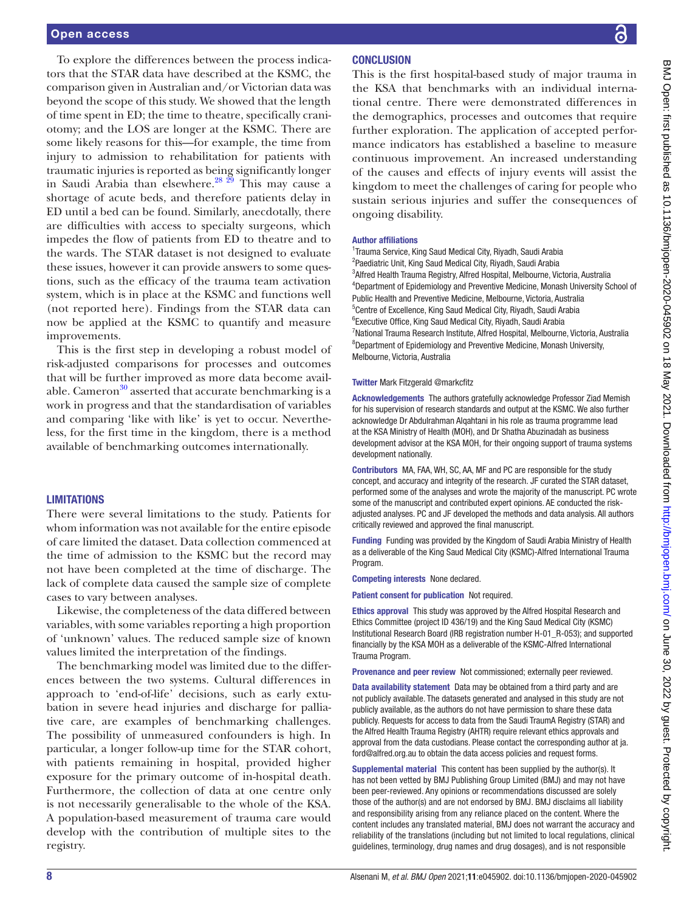To explore the differences between the process indicators that the STAR data have described at the KSMC, the comparison given in Australian and/or Victorian data was beyond the scope of this study. We showed that the length of time spent in ED; the time to theatre, specifically craniotomy; and the LOS are longer at the KSMC. There are some likely reasons for this—for example, the time from injury to admission to rehabilitation for patients with traumatic injuries is reported as being significantly longer in Saudi Arabia than elsewhere.[28 29] This may cause a shortage of acute beds, and therefore patients delay in ED until a bed can be found. Similarly, anecdotally, there are difficulties with access to specialty surgeons, which impedes the flow of patients from ED to theatre and to the wards. The STAR dataset is not designed to evaluate these issues, however it can provide answers to some questions, such as the efficacy of the trauma team activation system, which is in place at the KSMC and functions well (not reported here). Findings from the STAR data can now be applied at the KSMC to quantify and measure improvements.

This is the first step in developing a robust model of risk-adjusted comparisons for processes and outcomes that will be further improved as more data become available. Cameron[30] asserted that accurate benchmarking is a work in progress and that the standardisation of variables and comparing 'like with like' is yet to occur. Nevertheless, for the first time in the kingdom, there is a method available of benchmarking outcomes internationally.

## LIMITATIONS

There were several limitations to the study. Patients for whom information was not available for the entire episode of care limited the dataset. Data collection commenced at the time of admission to the KSMC but the record may not have been completed at the time of discharge. The lack of complete data caused the sample size of complete cases to vary between analyses.

Likewise, the completeness of the data differed between variables, with some variables reporting a high proportion of 'unknown' values. The reduced sample size of known values limited the interpretation of the findings.

The benchmarking model was limited due to the differences between the two systems. Cultural differences in approach to 'end-of-life' decisions, such as early extubation in severe head injuries and discharge for palliative care, are examples of benchmarking challenges. The possibility of unmeasured confounders is high. In particular, a longer follow-up time for the STAR cohort, with patients remaining in hospital, provided higher exposure for the primary outcome of in-hospital death. Furthermore, the collection of data at one centre only is not necessarily generalisable to the whole of the KSA. A population-based measurement of trauma care would develop with the contribution of multiple sites to the registry.

## CONCLUSION

This is the first hospital-based study of major trauma in the KSA that benchmarks with an individual international centre. There were demonstrated differences in the demographics, processes and outcomes that require further exploration. The application of accepted performance indicators has established a baseline to measure continuous improvement. An increased understanding of the causes and effects of injury events will assist the kingdom to meet the challenges of caring for people who sustain serious injuries and suffer the consequences of ongoing disability.

**Author affiliations**

[1]Trauma Service, King Saud Medical City, Riyadh, Saudi Arabia
[2]Paediatric Unit, King Saud Medical City, Riyadh, Saudi Arabia
[3]Alfred Health Trauma Registry, Alfred Hospital, Melbourne, Victoria, Australia
[4]Department of Epidemiology and Preventive Medicine, Monash University School of Public Health and Preventive Medicine, Melbourne, Victoria, Australia
[5]Centre of Excellence, King Saud Medical City, Riyadh, Saudi Arabia
[6]Executive Office, King Saud Medical City, Riyadh, Saudi Arabia
[7]National Trauma Research Institute, Alfred Hospital, Melbourne, Victoria, Australia
[8]Department of Epidemiology and Preventive Medicine, Monash University, Melbourne, Victoria, Australia

**Twitter** Mark Fitzgerald @markcfitz

**Acknowledgements** The authors gratefully acknowledge Professor Ziad Memish for his supervision of research standards and output at the KSMC. We also further acknowledge Dr Abdulrahman Alqahtani in his role as trauma programme lead at the KSA Ministry of Health (MOH), and Dr Shatha Abuzinadah as business development advisor at the KSA MOH, for their ongoing support of trauma systems development nationally.

**Contributors** MA, FAA, WH, SC, AA, MF and PC are responsible for the study concept, and accuracy and integrity of the research. JF curated the STAR dataset, performed some of the analyses and wrote the majority of the manuscript. PC wrote some of the manuscript and contributed expert opinions. AE conducted the risk-adjusted analyses. PC and JF developed the methods and data analysis. All authors critically reviewed and approved the final manuscript.

**Funding** Funding was provided by the Kingdom of Saudi Arabia Ministry of Health as a deliverable of the King Saud Medical City (KSMC)-Alfred International Trauma Program.

**Competing interests** None declared.

**Patient consent for publication** Not required.

**Ethics approval** This study was approved by the Alfred Hospital Research and Ethics Committee (project ID 436/19) and the King Saud Medical City (KSMC) Institutional Research Board (IRB registration number H-01_R-053); and supported financially by the KSA MOH as a deliverable of the KSMC-Alfred International Trauma Program.

**Provenance and peer review** Not commissioned; externally peer reviewed.

**Data availability statement** Data may be obtained from a third party and are not publicly available. The datasets generated and analysed in this study are not publicly available, as the authors do not have permission to share these data publicly. Requests for access to data from the Saudi TraumA Registry (STAR) and the Alfred Health Trauma Registry (AHTR) require relevant ethics approvals and approval from the data custodians. Please contact the corresponding author at ja.ford@alfred.org.au to obtain the data access policies and request forms.

**Supplemental material** This content has been supplied by the author(s). It has not been vetted by BMJ Publishing Group Limited (BMJ) and may not have been peer-reviewed. Any opinions or recommendations discussed are solely those of the author(s) and are not endorsed by BMJ. BMJ disclaims all liability and responsibility arising from any reliance placed on the content. Where the content includes any translated material, BMJ does not warrant the accuracy and reliability of the translations (including but not limited to local regulations, clinical guidelines, terminology, drug names and drug dosages), and is not responsible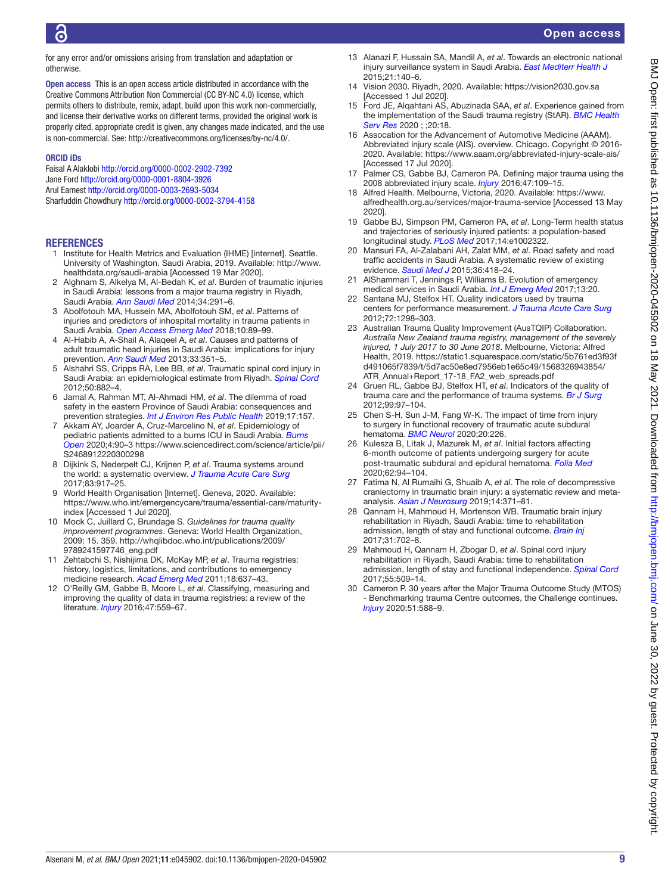for any error and/or omissions arising from translation and adaptation or otherwise.

**Open access** This is an open access article distributed in accordance with the Creative Commons Attribution Non Commercial (CC BY-NC 4.0) license, which permits others to distribute, remix, adapt, build upon this work non-commercially, and license their derivative works on different terms, provided the original work is properly cited, appropriate credit is given, any changes made indicated, and the use is non-commercial. See: http://creativecommons.org/licenses/by-nc/4.0/.

**ORCID iDs**

Faisal A Alaklobi http://orcid.org/0000-0002-2902-7392
Jane Ford http://orcid.org/0000-0001-8804-3926
Arul Earnest http://orcid.org/0000-0003-2693-5034
Sharfuddin Chowdhury http://orcid.org/0000-0002-3794-4158

## REFERENCES

1. Institute for Health Metrics and Evaluation (IHME) [internet]. Seattle. University of Washington. Saudi Arabia, 2019. Available: http://www.healthdata.org/saudi-arabia [Accessed 19 Mar 2020].
2. Alghnam S, Alkelya M, Al-Bedah K, *et al*. Burden of traumatic injuries in Saudi Arabia: lessons from a major trauma registry in Riyadh, Saudi Arabia. *Ann Saudi Med* 2014;34:291–6.
3. Abolfotouh MA, Hussein MA, Abolfotouh SM, *et al*. Patterns of injuries and predictors of inhospital mortality in trauma patients in Saudi Arabia. *Open Access Emerg Med* 2018;10:89–99.
4. Al-Habib A, A-Shail A, Alaqeel A, *et al*. Causes and patterns of adult traumatic head injuries in Saudi Arabia: implications for injury prevention. *Ann Saudi Med* 2013;33:351–5.
5. Alshahri SS, Cripps RA, Lee BB, *et al*. Traumatic spinal cord injury in Saudi Arabia: an epidemiological estimate from Riyadh. *Spinal Cord* 2012;50:882–4.
6. Jamal A, Rahman MT, Al-Ahmadi HM, *et al*. The dilemma of road safety in the eastern Province of Saudi Arabia: consequences and prevention strategies. *Int J Environ Res Public Health* 2019;17:157.
7. Akkam AY, Joarder A, Cruz-Marcelino N, *et al*. Epidemiology of pediatric patients admitted to a burns ICU in Saudi Arabia. *Burns Open* 2020;4:90–3 https://www.sciencedirect.com/science/article/pii/S2468912220300298
8. Dijkink S, Nederpelt CJ, Krijnen P, *et al*. Trauma systems around the world: a systematic overview. *J Trauma Acute Care Surg* 2017;83:917–25.
9. World Health Organisation [Internet]. Geneva, 2020. Available: https://www.who.int/emergencycare/trauma/essential-care/maturity-index [Accessed 1 Jul 2020].
10. Mock C, Juillard C, Brundage S. *Guidelines for trauma quality improvement programmes*. Geneva: World Health Organization, 2009: 15. 359. http://whqlibdoc.who.int/publications/2009/9789241597746_eng.pdf
11. Zehtabchi S, Nishijima DK, McKay MP, *et al*. Trauma registries: history, logistics, limitations, and contributions to emergency medicine research. *Acad Emerg Med* 2011;18:637–43.
12. O'Reilly GM, Gabbe B, Moore L, *et al*. Classifying, measuring and improving the quality of data in trauma registries: a review of the literature. *Injury* 2016;47:559–67.
13. Alanazi F, Hussain SA, Mandil A, *et al*. Towards an electronic national injury surveillance system in Saudi Arabia. *East Mediterr Health J* 2015;21:140–6.
14. Vision 2030. Riyadh, 2020. Available: https://vision2030.gov.sa [Accessed 1 Jul 2020].
15. Ford JE, Alqahtani AS, Abuzinada SAA, *et al*. Experience gained from the implementation of the Saudi trauma registry (StAR). *BMC Health Serv Res* 2020 ; ;20:18.
16. Assocation for the Advancement of Automotive Medicine (AAAM). Abbreviated injury scale (AIS). overview. Chicago. Copyright © 2016-2020. Available: https://www.aaam.org/abbreviated-injury-scale-ais/ [Accessed 17 Jul 2020].
17. Palmer CS, Gabbe BJ, Cameron PA. Defining major trauma using the 2008 abbreviated injury scale. *Injury* 2016;47:109–15.
18. Alfred Health. Melbourne, Victoria, 2020. Available: https://www.alfredhealth.org.au/services/major-trauma-service [Accessed 13 May 2020].
19. Gabbe BJ, Simpson PM, Cameron PA, *et al*. Long-Term health status and trajectories of seriously injured patients: a population-based longitudinal study. *PLoS Med* 2017;14:e1002322.
20. Mansuri FA, Al-Zalabani AH, Zalat MM, *et al*. Road safety and road traffic accidents in Saudi Arabia. A systematic review of existing evidence. *Saudi Med J* 2015;36:418–24.
21. AlShammari T, Jennings P, Williams B. Evolution of emergency medical services in Saudi Arabia. *Int J Emerg Med* 2017;13:20.
22. Santana MJ, Stelfox HT. Quality indicators used by trauma centers for performance measurement. *J Trauma Acute Care Surg* 2012;72:1298–303.
23. Australian Trauma Quality Improvement (AusTQIP) Collaboration. *Australia New Zealand trauma registry, management of the severely injured, 1 July 2017 to 30 June 2018*. Melbourne, Victoria: Alfred Health, 2019. https://static1.squarespace.com/static/5b761ed3f93fd491065f7839/t/5d7ac50e8ed7956eb1e65c49/1568326943854/ATR_Annual+Report_17-18_FA2_web_spreads.pdf
24. Gruen RL, Gabbe BJ, Stelfox HT, *et al*. Indicators of the quality of trauma care and the performance of trauma systems. *Br J Surg* 2012;99:97–104.
25. Chen S-H, Sun J-M, Fang W-K. The impact of time from injury to surgery in functional recovery of traumatic acute subdural hematoma. *BMC Neurol* 2020;20:226.
26. Kulesza B, Litak J, Mazurek M, *et al*. Initial factors affecting 6-month outcome of patients undergoing surgery for acute post-traumatic subdural and epidural hematoma. *Folia Med* 2020;62:94–104.
27. Fatima N, Al Rumaihi G, Shuaib A, *et al*. The role of decompressive craniectomy in traumatic brain injury: a systematic review and meta-analysis. *Asian J Neurosurg* 2019;14:371–81.
28. Qannam H, Mahmoud H, Mortenson WB. Traumatic brain injury rehabilitation in Riyadh, Saudi Arabia: time to rehabilitation admission, length of stay and functional outcome. *Brain Inj* 2017;31:702–8.
29. Mahmoud H, Qannam H, Zbogar D, *et al*. Spinal cord injury rehabilitation in Riyadh, Saudi Arabia: time to rehabilitation admission, length of stay and functional independence. *Spinal Cord* 2017;55:509–14.
30. Cameron P. 30 years after the Major Trauma Outcome Study (MTOS) - Benchmarking trauma Centre outcomes, the Challenge continues. *Injury* 2020;51:588–9.